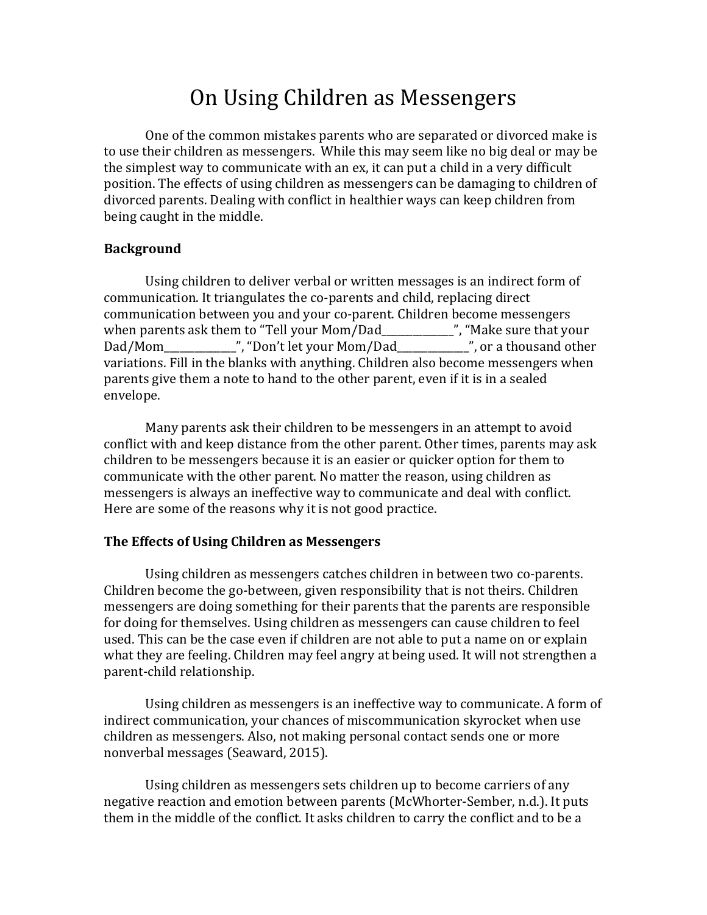# On Using Children as Messengers

One of the common mistakes parents who are separated or divorced make is to use their children as messengers. While this may seem like no big deal or may be the simplest way to communicate with an ex, it can put a child in a very difficult position. The effects of using children as messengers can be damaging to children of divorced parents. Dealing with conflict in healthier ways can keep children from being caught in the middle.

**Background**

Using children to deliver verbal or written messages is an indirect form of communication. It triangulates the co-parents and child, replacing direct communication between you and your co-parent. Children become messengers when parents ask them to "Tell your Mom/Dad______________", "Make sure that your Dad/Mom______________", "Don't let your Mom/Dad______________", or a thousand other variations. Fill in the blanks with anything. Children also become messengers when parents give them a note to hand to the other parent, even if it is in a sealed envelope.

Many parents ask their children to be messengers in an attempt to avoid conflict with and keep distance from the other parent. Other times, parents may ask children to be messengers because it is an easier or quicker option for them to communicate with the other parent. No matter the reason, using children as messengers is always an ineffective way to communicate and deal with conflict. Here are some of the reasons why it is not good practice.

**The Effects of Using Children as Messengers**

Using children as messengers catches children in between two co-parents. Children become the go-between, given responsibility that is not theirs. Children messengers are doing something for their parents that the parents are responsible for doing for themselves. Using children as messengers can cause children to feel used. This can be the case even if children are not able to put a name on or explain what they are feeling. Children may feel angry at being used. It will not strengthen a parent-child relationship.

Using children as messengers is an ineffective way to communicate. A form of indirect communication, your chances of miscommunication skyrocket when use children as messengers. Also, not making personal contact sends one or more nonverbal messages (Seaward, 2015).

Using children as messengers sets children up to become carriers of any negative reaction and emotion between parents (McWhorter-Sember, n.d.). It puts them in the middle of the conflict. It asks children to carry the conflict and to be a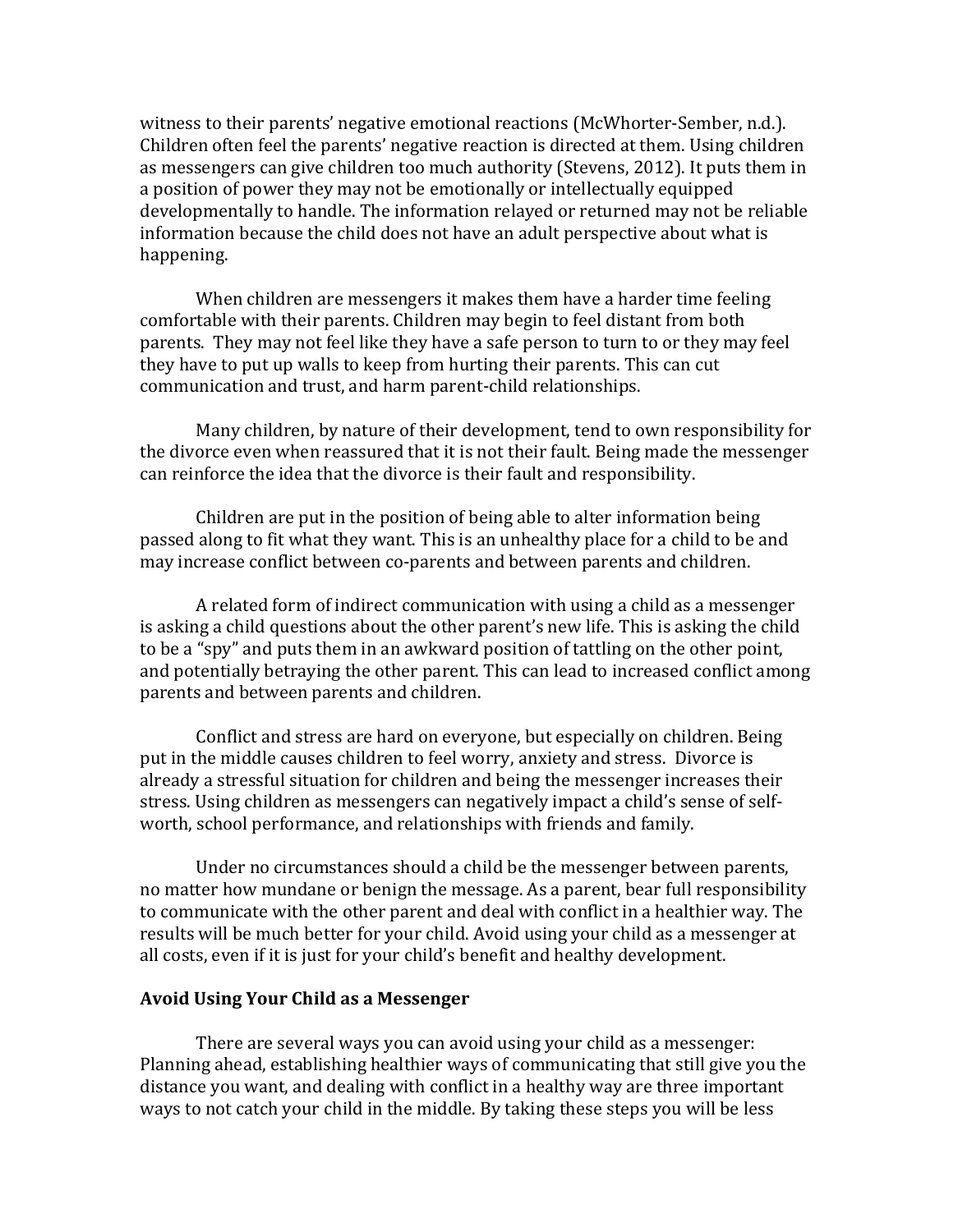witness to their parents' negative emotional reactions (McWhorter-Sember, n.d.). Children often feel the parents' negative reaction is directed at them. Using children as messengers can give children too much authority (Stevens, 2012). It puts them in a position of power they may not be emotionally or intellectually equipped developmentally to handle. The information relayed or returned may not be reliable information because the child does not have an adult perspective about what is happening.

When children are messengers it makes them have a harder time feeling comfortable with their parents. Children may begin to feel distant from both parents. They may not feel like they have a safe person to turn to or they may feel they have to put up walls to keep from hurting their parents. This can cut communication and trust, and harm parent-child relationships.

Many children, by nature of their development, tend to own responsibility for the divorce even when reassured that it is not their fault. Being made the messenger can reinforce the idea that the divorce is their fault and responsibility.

Children are put in the position of being able to alter information being passed along to fit what they want. This is an unhealthy place for a child to be and may increase conflict between co-parents and between parents and children.

A related form of indirect communication with using a child as a messenger is asking a child questions about the other parent's new life. This is asking the child to be a "spy" and puts them in an awkward position of tattling on the other point, and potentially betraying the other parent. This can lead to increased conflict among parents and between parents and children.

Conflict and stress are hard on everyone, but especially on children. Being put in the middle causes children to feel worry, anxiety and stress. Divorce is already a stressful situation for children and being the messenger increases their stress. Using children as messengers can negatively impact a child's sense of self-worth, school performance, and relationships with friends and family.

Under no circumstances should a child be the messenger between parents, no matter how mundane or benign the message. As a parent, bear full responsibility to communicate with the other parent and deal with conflict in a healthier way. The results will be much better for your child. Avoid using your child as a messenger at all costs, even if it is just for your child's benefit and healthy development.

**Avoid Using Your Child as a Messenger**

There are several ways you can avoid using your child as a messenger: Planning ahead, establishing healthier ways of communicating that still give you the distance you want, and dealing with conflict in a healthy way are three important ways to not catch your child in the middle. By taking these steps you will be less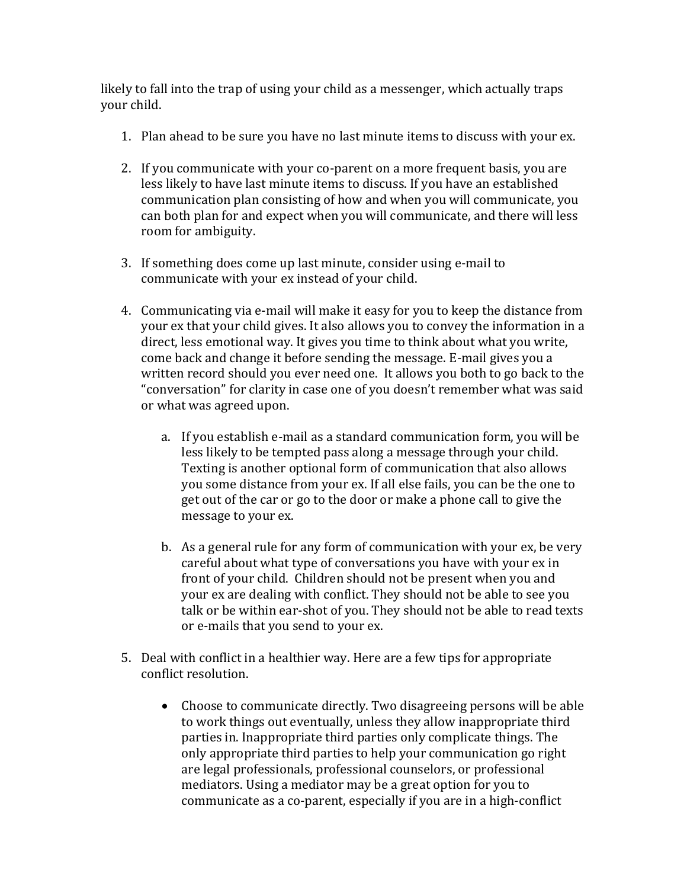likely to fall into the trap of using your child as a messenger, which actually traps your child.

1. Plan ahead to be sure you have no last minute items to discuss with your ex.

2. If you communicate with your co-parent on a more frequent basis, you are less likely to have last minute items to discuss. If you have an established communication plan consisting of how and when you will communicate, you can both plan for and expect when you will communicate, and there will less room for ambiguity.

3. If something does come up last minute, consider using e-mail to communicate with your ex instead of your child.

4. Communicating via e-mail will make it easy for you to keep the distance from your ex that your child gives. It also allows you to convey the information in a direct, less emotional way. It gives you time to think about what you write, come back and change it before sending the message. E-mail gives you a written record should you ever need one. It allows you both to go back to the "conversation" for clarity in case one of you doesn't remember what was said or what was agreed upon.

    a. If you establish e-mail as a standard communication form, you will be less likely to be tempted pass along a message through your child. Texting is another optional form of communication that also allows you some distance from your ex. If all else fails, you can be the one to get out of the car or go to the door or make a phone call to give the message to your ex.

    b. As a general rule for any form of communication with your ex, be very careful about what type of conversations you have with your ex in front of your child. Children should not be present when you and your ex are dealing with conflict. They should not be able to see you talk or be within ear-shot of you. They should not be able to read texts or e-mails that you send to your ex.

5. Deal with conflict in a healthier way. Here are a few tips for appropriate conflict resolution.

    - Choose to communicate directly. Two disagreeing persons will be able to work things out eventually, unless they allow inappropriate third parties in. Inappropriate third parties only complicate things. The only appropriate third parties to help your communication go right are legal professionals, professional counselors, or professional mediators. Using a mediator may be a great option for you to communicate as a co-parent, especially if you are in a high-conflict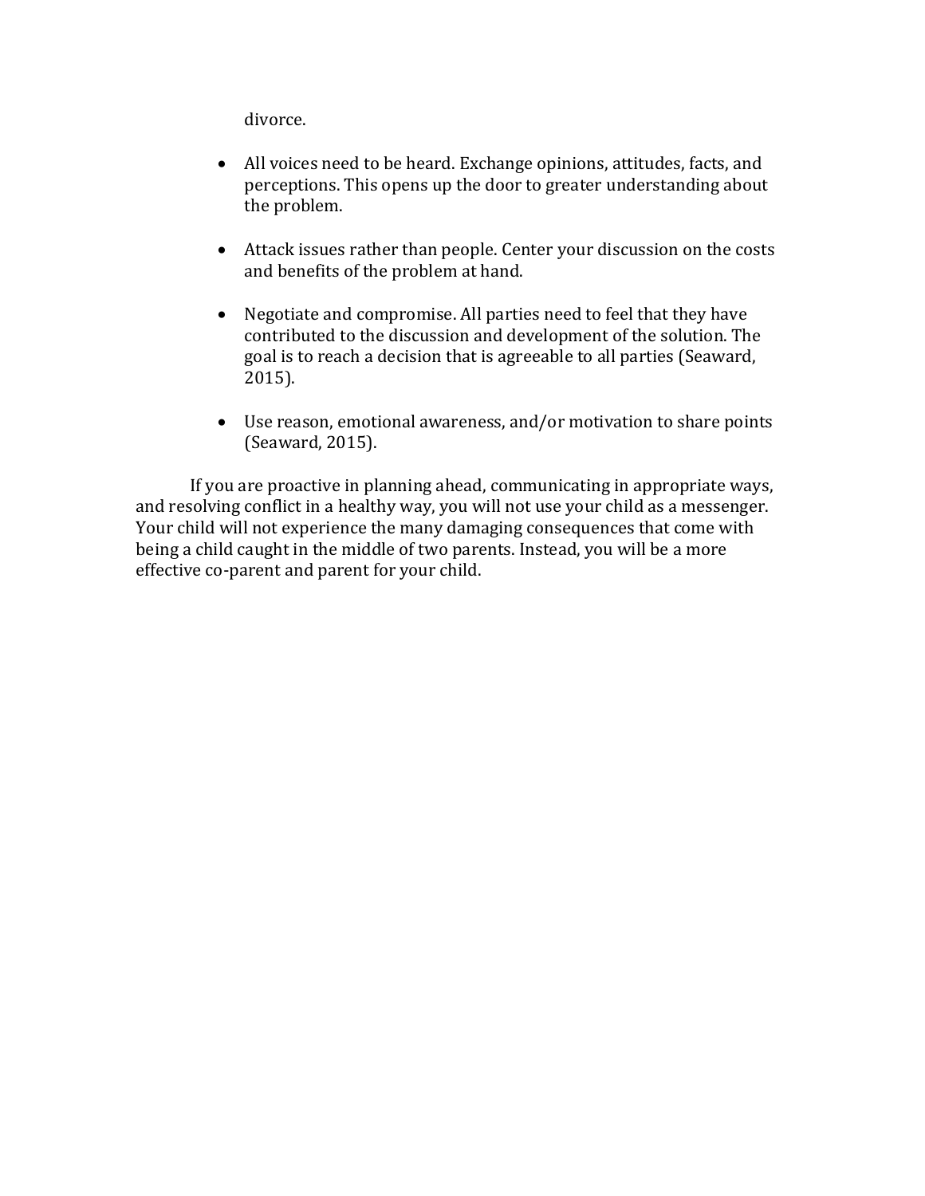divorce.

- All voices need to be heard. Exchange opinions, attitudes, facts, and perceptions. This opens up the door to greater understanding about the problem.

- Attack issues rather than people. Center your discussion on the costs and benefits of the problem at hand.

- Negotiate and compromise. All parties need to feel that they have contributed to the discussion and development of the solution. The goal is to reach a decision that is agreeable to all parties (Seaward, 2015).

- Use reason, emotional awareness, and/or motivation to share points (Seaward, 2015).

If you are proactive in planning ahead, communicating in appropriate ways, and resolving conflict in a healthy way, you will not use your child as a messenger. Your child will not experience the many damaging consequences that come with being a child caught in the middle of two parents. Instead, you will be a more effective co-parent and parent for your child.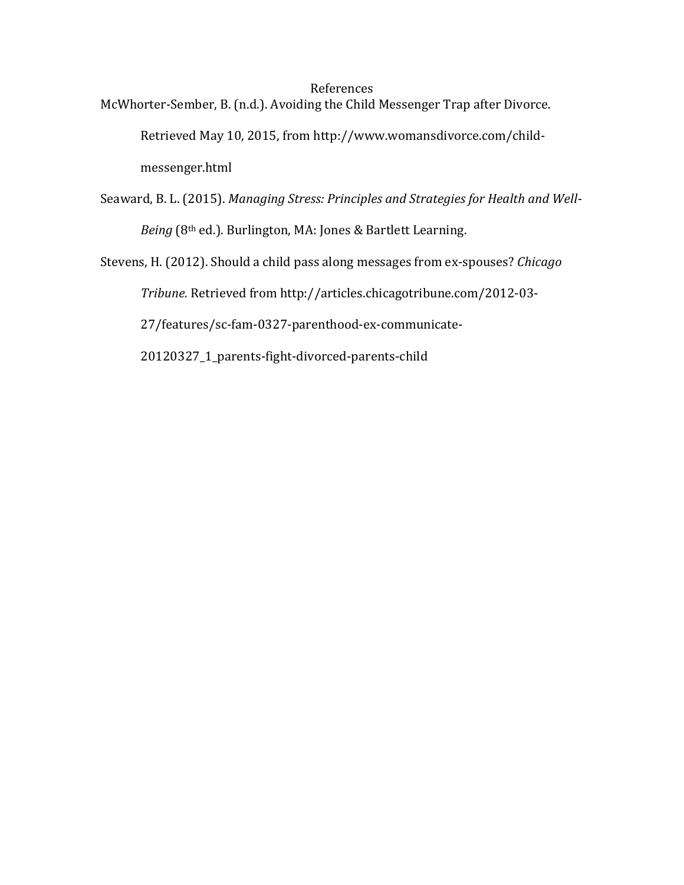# References

McWhorter-Sember, B. (n.d.). Avoiding the Child Messenger Trap after Divorce. Retrieved May 10, 2015, from http://www.womansdivorce.com/child-messenger.html

Seaward, B. L. (2015). *Managing Stress: Principles and Strategies for Health and Well-Being* (8th ed.). Burlington, MA: Jones & Bartlett Learning.

Stevens, H. (2012). Should a child pass along messages from ex-spouses? *Chicago Tribune.* Retrieved from http://articles.chicagotribune.com/2012-03-27/features/sc-fam-0327-parenthood-ex-communicate-20120327_1_parents-fight-divorced-parents-child